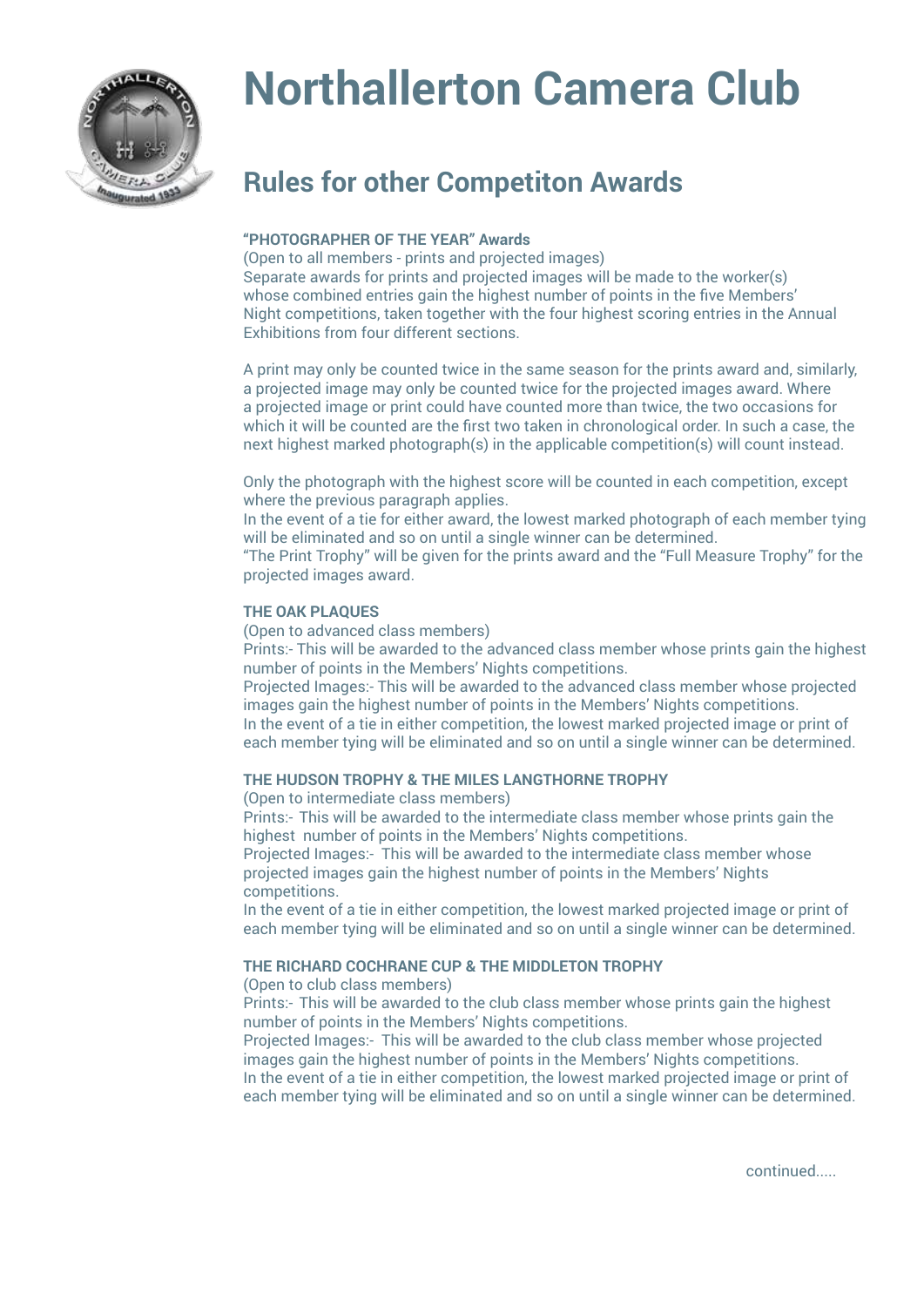# Northallerton Camera Club

## Rules for other Competiton Awards

**"PHOTOGRAPHER OF THE YEAR" Awards**

(Open to all members - prints and projected images)
Separate awards for prints and projected images will be made to the worker(s) whose combined entries gain the highest number of points in the five Members' Night competitions, taken together with the four highest scoring entries in the Annual Exhibitions from four different sections.

A print may only be counted twice in the same season for the prints award and, similarly, a projected image may only be counted twice for the projected images award. Where a projected image or print could have counted more than twice, the two occasions for which it will be counted are the first two taken in chronological order. In such a case, the next highest marked photograph(s) in the applicable competition(s) will count instead.

Only the photograph with the highest score will be counted in each competition, except where the previous paragraph applies.
In the event of a tie for either award, the lowest marked photograph of each member tying will be eliminated and so on until a single winner can be determined.
"The Print Trophy" will be given for the prints award and the "Full Measure Trophy" for the projected images award.

**THE OAK PLAQUES**

(Open to advanced class members)
Prints:- This will be awarded to the advanced class member whose prints gain the highest number of points in the Members' Nights competitions.
Projected Images:- This will be awarded to the advanced class member whose projected images gain the highest number of points in the Members' Nights competitions.
In the event of a tie in either competition, the lowest marked projected image or print of each member tying will be eliminated and so on until a single winner can be determined.

**THE HUDSON TROPHY & THE MILES LANGTHORNE TROPHY**

(Open to intermediate class members)
Prints:- This will be awarded to the intermediate class member whose prints gain the highest number of points in the Members' Nights competitions.
Projected Images:- This will be awarded to the intermediate class member whose projected images gain the highest number of points in the Members' Nights competitions.
In the event of a tie in either competition, the lowest marked projected image or print of each member tying will be eliminated and so on until a single winner can be determined.

**THE RICHARD COCHRANE CUP & THE MIDDLETON TROPHY**

(Open to club class members)
Prints:- This will be awarded to the club class member whose prints gain the highest number of points in the Members' Nights competitions.
Projected Images:- This will be awarded to the club class member whose projected images gain the highest number of points in the Members' Nights competitions.
In the event of a tie in either competition, the lowest marked projected image or print of each member tying will be eliminated and so on until a single winner can be determined.

continued.....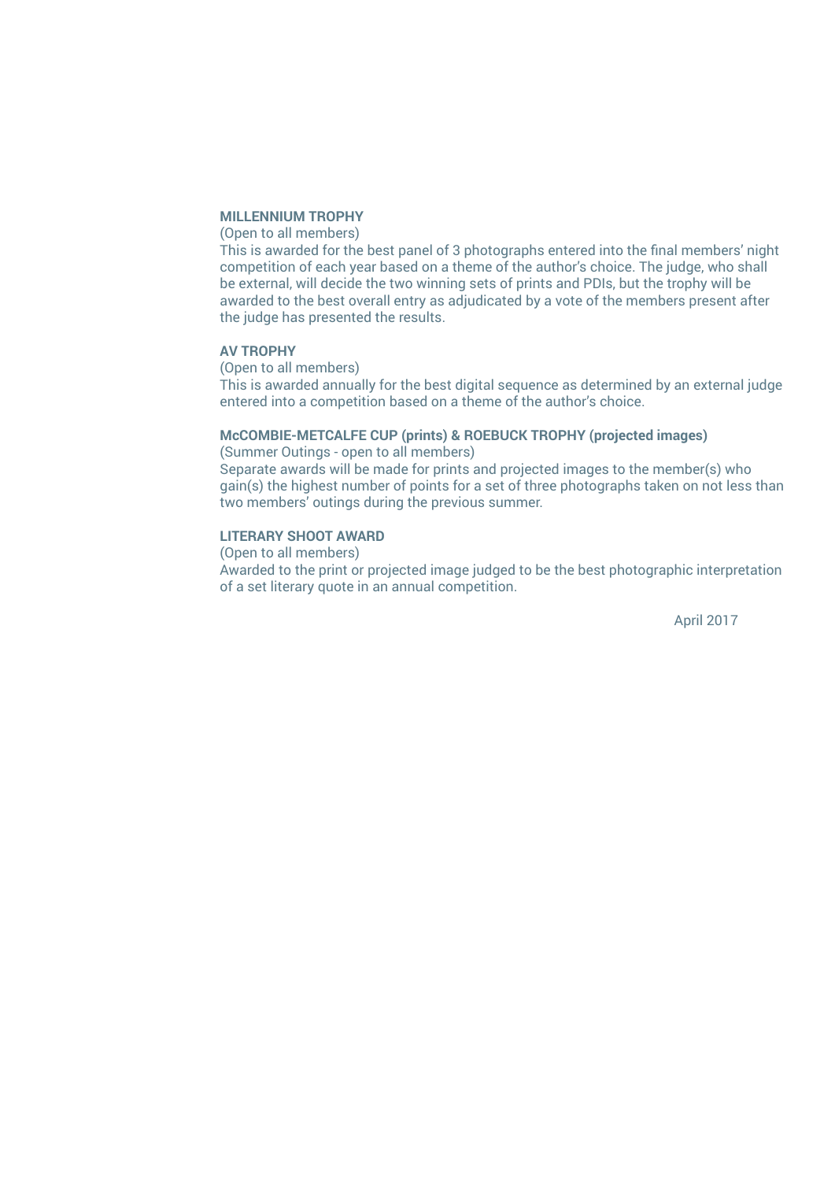**MILLENNIUM TROPHY**

(Open to all members)

This is awarded for the best panel of 3 photographs entered into the final members' night competition of each year based on a theme of the author's choice. The judge, who shall be external, will decide the two winning sets of prints and PDIs, but the trophy will be awarded to the best overall entry as adjudicated by a vote of the members present after the judge has presented the results.

**AV TROPHY**

(Open to all members)

This is awarded annually for the best digital sequence as determined by an external judge entered into a competition based on a theme of the author's choice.

**McCOMBIE-METCALFE CUP (prints) & ROEBUCK TROPHY (projected images)**

(Summer Outings - open to all members)

Separate awards will be made for prints and projected images to the member(s) who gain(s) the highest number of points for a set of three photographs taken on not less than two members' outings during the previous summer.

**LITERARY SHOOT AWARD**

(Open to all members)

Awarded to the print or projected image judged to be the best photographic interpretation of a set literary quote in an annual competition.

April 2017